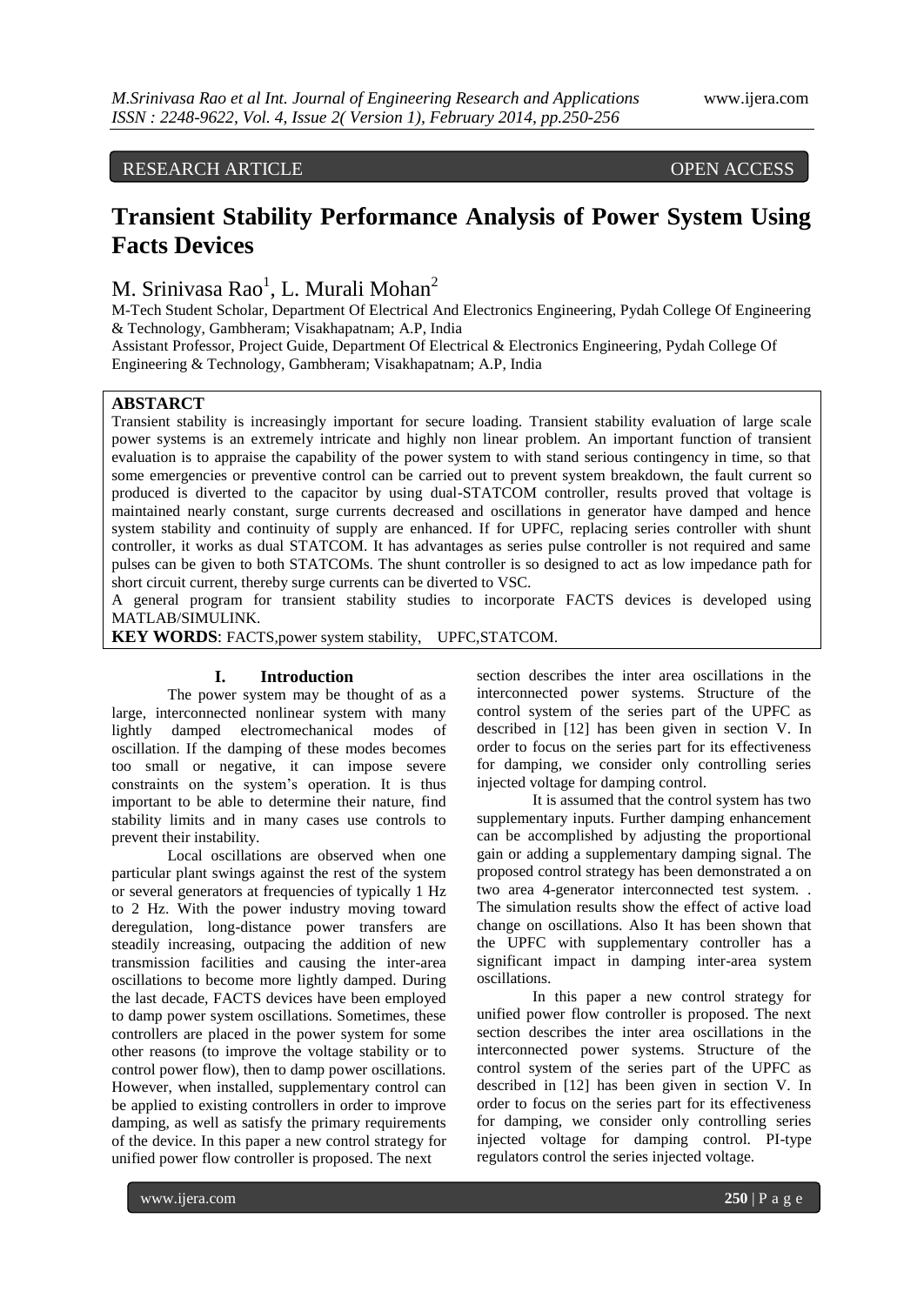RESEARCH ARTICLE OPEN ACCESS

# Transient Stability Performance Analysis of Power System Using Facts Devices

M. Srinivasa Rao[1], L. Murali Mohan[2]

M-Tech Student Scholar, Department Of Electrical And Electronics Engineering, Pydah College Of Engineering & Technology, Gambheram; Visakhapatnam; A.P, India

Assistant Professor, Project Guide, Department Of Electrical & Electronics Engineering, Pydah College Of Engineering & Technology, Gambheram; Visakhapatnam; A.P, India

**ABSTARCT**

Transient stability is increasingly important for secure loading. Transient stability evaluation of large scale power systems is an extremely intricate and highly non linear problem. An important function of transient evaluation is to appraise the capability of the power system to with stand serious contingency in time, so that some emergencies or preventive control can be carried out to prevent system breakdown, the fault current so produced is diverted to the capacitor by using dual-STATCOM controller, results proved that voltage is maintained nearly constant, surge currents decreased and oscillations in generator have damped and hence system stability and continuity of supply are enhanced. If for UPFC, replacing series controller with shunt controller, it works as dual STATCOM. It has advantages as series pulse controller is not required and same pulses can be given to both STATCOMs. The shunt controller is so designed to act as low impedance path for short circuit current, thereby surge currents can be diverted to VSC.

A general program for transient stability studies to incorporate FACTS devices is developed using MATLAB/SIMULINK.

**KEY WORDS**: FACTS,power system stability, UPFC,STATCOM.

## I. Introduction

The power system may be thought of as a large, interconnected nonlinear system with many lightly damped electromechanical modes of oscillation. If the damping of these modes becomes too small or negative, it can impose severe constraints on the system's operation. It is thus important to be able to determine their nature, find stability limits and in many cases use controls to prevent their instability.

Local oscillations are observed when one particular plant swings against the rest of the system or several generators at frequencies of typically 1 Hz to 2 Hz. With the power industry moving toward deregulation, long-distance power transfers are steadily increasing, outpacing the addition of new transmission facilities and causing the inter-area oscillations to become more lightly damped. During the last decade, FACTS devices have been employed to damp power system oscillations. Sometimes, these controllers are placed in the power system for some other reasons (to improve the voltage stability or to control power flow), then to damp power oscillations. However, when installed, supplementary control can be applied to existing controllers in order to improve damping, as well as satisfy the primary requirements of the device. In this paper a new control strategy for unified power flow controller is proposed. The next section describes the inter area oscillations in the interconnected power systems. Structure of the control system of the series part of the UPFC as described in [12] has been given in section V. In order to focus on the series part for its effectiveness for damping, we consider only controlling series injected voltage for damping control.

It is assumed that the control system has two supplementary inputs. Further damping enhancement can be accomplished by adjusting the proportional gain or adding a supplementary damping signal. The proposed control strategy has been demonstrated a on two area 4-generator interconnected test system. . The simulation results show the effect of active load change on oscillations. Also It has been shown that the UPFC with supplementary controller has a significant impact in damping inter-area system oscillations.

In this paper a new control strategy for unified power flow controller is proposed. The next section describes the inter area oscillations in the interconnected power systems. Structure of the control system of the series part of the UPFC as described in [12] has been given in section V. In order to focus on the series part for its effectiveness for damping, we consider only controlling series injected voltage for damping control. PI-type regulators control the series injected voltage.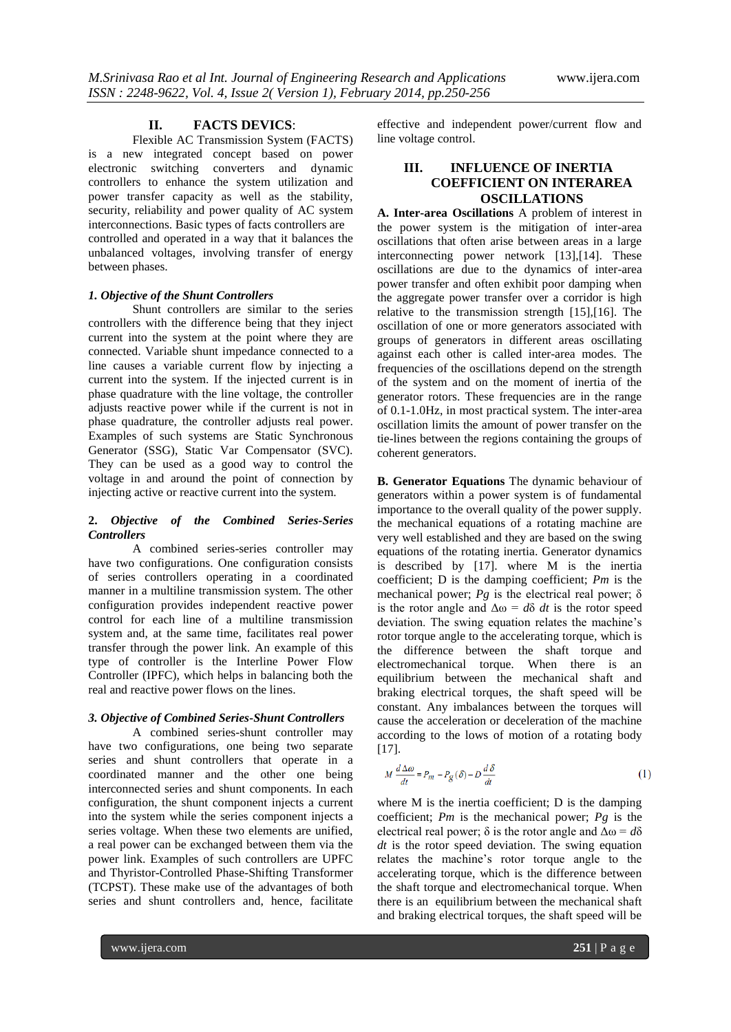## II. FACTS DEVICS:

Flexible AC Transmission System (FACTS) is a new integrated concept based on power electronic switching converters and dynamic controllers to enhance the system utilization and power transfer capacity as well as the stability, security, reliability and power quality of AC system interconnections. Basic types of facts controllers are controlled and operated in a way that it balances the unbalanced voltages, involving transfer of energy between phases.

### *1. Objective of the Shunt Controllers*

Shunt controllers are similar to the series controllers with the difference being that they inject current into the system at the point where they are connected. Variable shunt impedance connected to a line causes a variable current flow by injecting a current into the system. If the injected current is in phase quadrature with the line voltage, the controller adjusts reactive power while if the current is not in phase quadrature, the controller adjusts real power. Examples of such systems are Static Synchronous Generator (SSG), Static Var Compensator (SVC). They can be used as a good way to control the voltage in and around the point of connection by injecting active or reactive current into the system.

### **2.** *Objective of the Combined Series-Series Controllers*

A combined series-series controller may have two configurations. One configuration consists of series controllers operating in a coordinated manner in a multiline transmission system. The other configuration provides independent reactive power control for each line of a multiline transmission system and, at the same time, facilitates real power transfer through the power link. An example of this type of controller is the Interline Power Flow Controller (IPFC), which helps in balancing both the real and reactive power flows on the lines.

### *3. Objective of Combined Series-Shunt Controllers*

A combined series-shunt controller may have two configurations, one being two separate series and shunt controllers that operate in a coordinated manner and the other one being interconnected series and shunt components. In each configuration, the shunt component injects a current into the system while the series component injects a series voltage. When these two elements are unified, a real power can be exchanged between them via the power link. Examples of such controllers are UPFC and Thyristor-Controlled Phase-Shifting Transformer (TCPST). These make use of the advantages of both series and shunt controllers and, hence, facilitate effective and independent power/current flow and line voltage control.

## III. INFLUENCE OF INERTIA COEFFICIENT ON INTERAREA OSCILLATIONS

**A. Inter-area Oscillations** A problem of interest in the power system is the mitigation of inter-area oscillations that often arise between areas in a large interconnecting power network [13],[14]. These oscillations are due to the dynamics of inter-area power transfer and often exhibit poor damping when the aggregate power transfer over a corridor is high relative to the transmission strength [15],[16]. The oscillation of one or more generators associated with groups of generators in different areas oscillating against each other is called inter-area modes. The frequencies of the oscillations depend on the strength of the system and on the moment of inertia of the generator rotors. These frequencies are in the range of 0.1-1.0Hz, in most practical system. The inter-area oscillation limits the amount of power transfer on the tie-lines between the regions containing the groups of coherent generators.

**B. Generator Equations** The dynamic behaviour of generators within a power system is of fundamental importance to the overall quality of the power supply. the mechanical equations of a rotating machine are very well established and they are based on the swing equations of the rotating inertia. Generator dynamics is described by [17]. where M is the inertia coefficient; D is the damping coefficient; $Pm$ is the mechanical power; $Pg$ is the electrical real power; $\delta$ is the rotor angle and $\Delta\omega = d\delta\ dt$ is the rotor speed deviation. The swing equation relates the machine's rotor torque angle to the accelerating torque, which is the difference between the shaft torque and electromechanical torque. When there is an equilibrium between the mechanical shaft and braking electrical torques, the shaft speed will be constant. Any imbalances between the torques will cause the acceleration or deceleration of the machine according to the lows of motion of a rotating body [17].

$$M\frac{d\Delta\omega}{dt} = P_m - P_g(\delta) - D\frac{d\delta}{dt} \tag{1}$$

where M is the inertia coefficient; D is the damping coefficient; $Pm$ is the mechanical power; $Pg$ is the electrical real power; $\delta$ is the rotor angle and $\Delta\omega = d\delta\ dt$ is the rotor speed deviation. The swing equation relates the machine's rotor torque angle to the accelerating torque, which is the difference between the shaft torque and electromechanical torque. When there is an equilibrium between the mechanical shaft and braking electrical torques, the shaft speed will be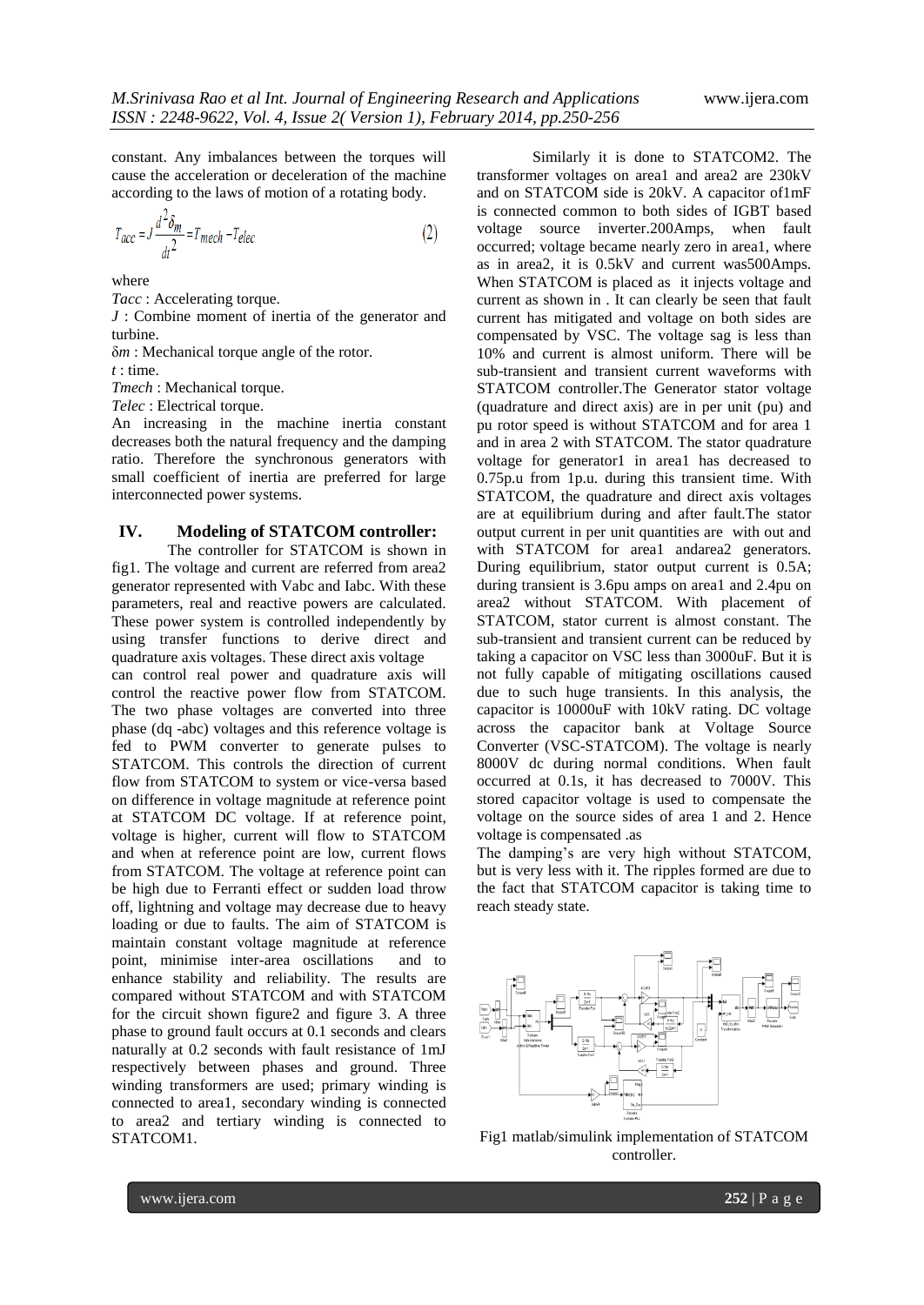constant. Any imbalances between the torques will cause the acceleration or deceleration of the machine according to the laws of motion of a rotating body.

$$T_{acc} = J\frac{d^2\delta_m}{dt^2} = T_{mech} - T_{elec} \qquad (2)$$

where

*Tacc* : Accelerating torque.

*J* : Combine moment of inertia of the generator and turbine.

δ*m* : Mechanical torque angle of the rotor.

*t* : time.

*Tmech* : Mechanical torque.

*Telec* : Electrical torque.

An increasing in the machine inertia constant decreases both the natural frequency and the damping ratio. Therefore the synchronous generators with small coefficient of inertia are preferred for large interconnected power systems.

## IV. Modeling of STATCOM controller:

The controller for STATCOM is shown in fig1. The voltage and current are referred from area2 generator represented with Vabc and Iabc. With these parameters, real and reactive powers are calculated. These power system is controlled independently by using transfer functions to derive direct and quadrature axis voltages. These direct axis voltage can control real power and quadrature axis will control the reactive power flow from STATCOM. The two phase voltages are converted into three phase (dq -abc) voltages and this reference voltage is fed to PWM converter to generate pulses to STATCOM. This controls the direction of current flow from STATCOM to system or vice-versa based on difference in voltage magnitude at reference point at STATCOM DC voltage. If at reference point, voltage is higher, current will flow to STATCOM and when at reference point are low, current flows from STATCOM. The voltage at reference point can be high due to Ferranti effect or sudden load throw off, lightning and voltage may decrease due to heavy loading or due to faults. The aim of STATCOM is maintain constant voltage magnitude at reference point, minimise inter-area oscillations and to enhance stability and reliability. The results are compared without STATCOM and with STATCOM for the circuit shown figure2 and figure 3. A three phase to ground fault occurs at 0.1 seconds and clears naturally at 0.2 seconds with fault resistance of 1mJ respectively between phases and ground. Three winding transformers are used; primary winding is connected to area1, secondary winding is connected to area2 and tertiary winding is connected to STATCOM1.

Similarly it is done to STATCOM2. The transformer voltages on area1 and area2 are 230kV and on STATCOM side is 20kV. A capacitor of1mF is connected common to both sides of IGBT based voltage source inverter.200Amps, when fault occurred; voltage became nearly zero in area1, where as in area2, it is 0.5kV and current was500Amps. When STATCOM is placed as it injects voltage and current as shown in . It can clearly be seen that fault current has mitigated and voltage on both sides are compensated by VSC. The voltage sag is less than 10% and current is almost uniform. There will be sub-transient and transient current waveforms with STATCOM controller.The Generator stator voltage (quadrature and direct axis) are in per unit (pu) and pu rotor speed is without STATCOM and for area 1 and in area 2 with STATCOM. The stator quadrature voltage for generator1 in area1 has decreased to 0.75p.u from 1p.u. during this transient time. With STATCOM, the quadrature and direct axis voltages are at equilibrium during and after fault.The stator output current in per unit quantities are with out and with STATCOM for area1 andarea2 generators. During equilibrium, stator output current is 0.5A; during transient is 3.6pu amps on area1 and 2.4pu on area2 without STATCOM. With placement of STATCOM, stator current is almost constant. The sub-transient and transient current can be reduced by taking a capacitor on VSC less than 3000uF. But it is not fully capable of mitigating oscillations caused due to such huge transients. In this analysis, the capacitor is 10000uF with 10kV rating. DC voltage across the capacitor bank at Voltage Source Converter (VSC-STATCOM). The voltage is nearly 8000V dc during normal conditions. When fault occurred at 0.1s, it has decreased to 7000V. This stored capacitor voltage is used to compensate the voltage on the source sides of area 1 and 2. Hence voltage is compensated .as

The damping's are very high without STATCOM, but is very less with it. The ripples formed are due to the fact that STATCOM capacitor is taking time to reach steady state.

Fig1 matlab/simulink implementation of STATCOM controller.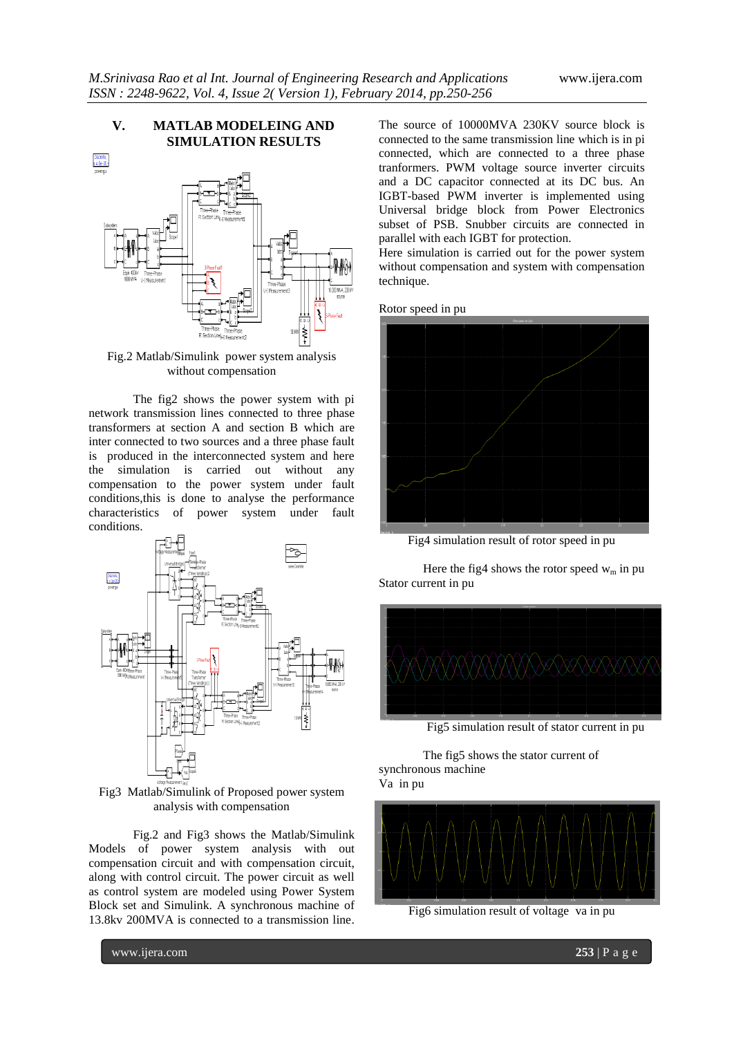## V. MATLAB MODELEING AND SIMULATION RESULTS

Fig.2 Matlab/Simulink power system analysis without compensation

The fig2 shows the power system with pi network transmission lines connected to three phase transformers at section A and section B which are inter connected to two sources and a three phase fault is produced in the interconnected system and here the simulation is carried out without any compensation to the power system under fault conditions,this is done to analyse the performance characteristics of power system under fault conditions.

Fig3 Matlab/Simulink of Proposed power system analysis with compensation

Fig.2 and Fig3 shows the Matlab/Simulink Models of power system analysis with out compensation circuit and with compensation circuit, along with control circuit. The power circuit as well as control system are modeled using Power System Block set and Simulink. A synchronous machine of 13.8kv 200MVA is connected to a transmission line. The source of 10000MVA 230KV source block is connected to the same transmission line which is in pi connected, which are connected to a three phase tranformers. PWM voltage source inverter circuits and a DC capacitor connected at its DC bus. An IGBT-based PWM inverter is implemented using Universal bridge block from Power Electronics subset of PSB. Snubber circuits are connected in parallel with each IGBT for protection.

Here simulation is carried out for the power system without compensation and system with compensation technique.

Rotor speed in pu

Fig4 simulation result of rotor speed in pu

Here the fig4 shows the rotor speed $w_m$ in pu

Stator current in pu

Fig5 simulation result of stator current in pu

The fig5 shows the stator current of synchronous machine

Va in pu

Fig6 simulation result of voltage va in pu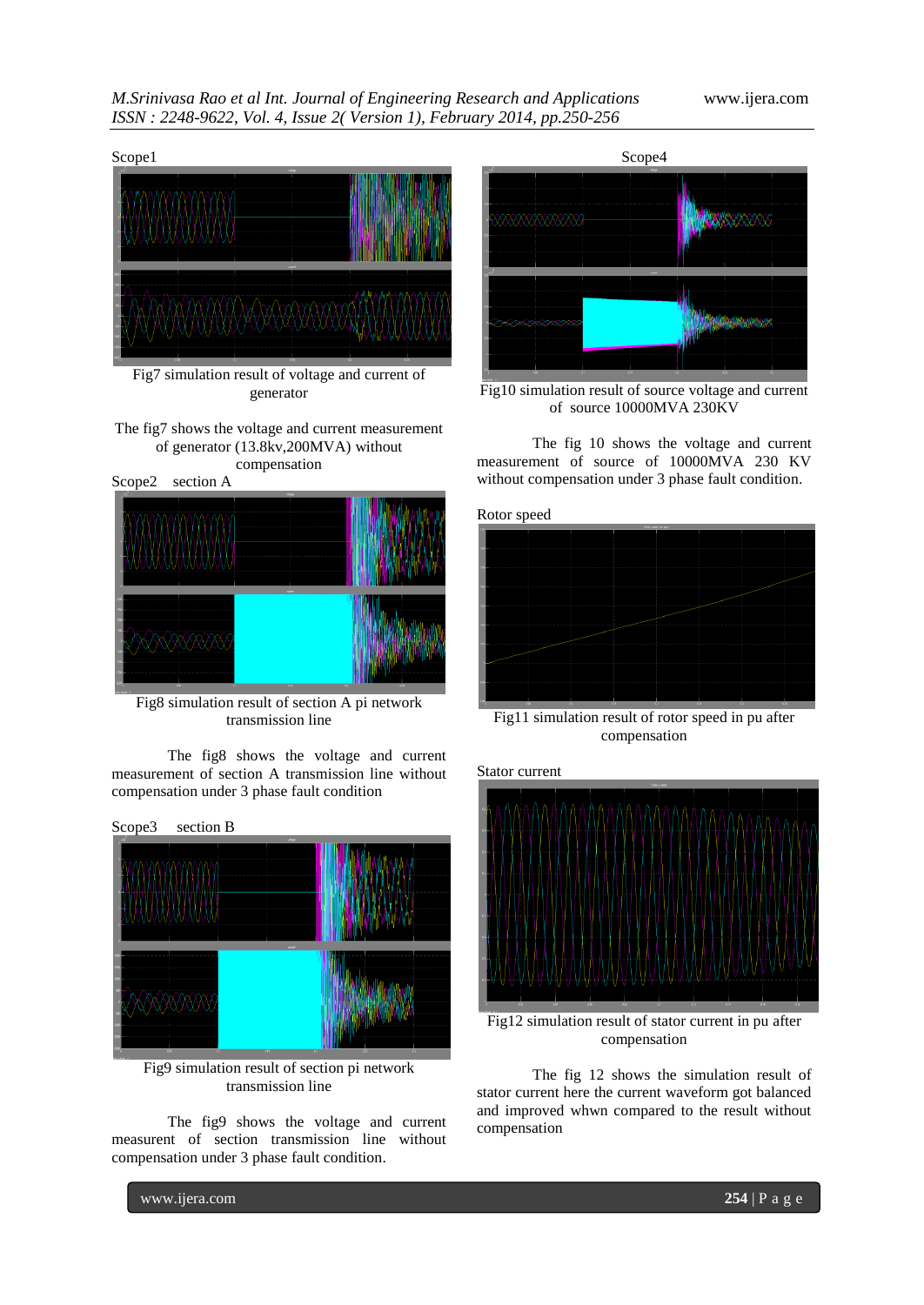Scope1

Fig7 simulation result of voltage and current of generator

The fig7 shows the voltage and current measurement of generator (13.8kv,200MVA) without compensation

Scope2 section A

Fig8 simulation result of section A pi network transmission line

The fig8 shows the voltage and current measurement of section A transmission line without compensation under 3 phase fault condition

Scope3 section B

Fig9 simulation result of section pi network transmission line

The fig9 shows the voltage and current measurent of section transmission line without compensation under 3 phase fault condition.

Scope4

Fig10 simulation result of source voltage and current of source 10000MVA 230KV

The fig 10 shows the voltage and current measurement of source of 10000MVA 230 KV without compensation under 3 phase fault condition.

Rotor speed

Fig11 simulation result of rotor speed in pu after compensation

Stator current

Fig12 simulation result of stator current in pu after compensation

The fig 12 shows the simulation result of stator current here the current waveform got balanced and improved whwn compared to the result without compensation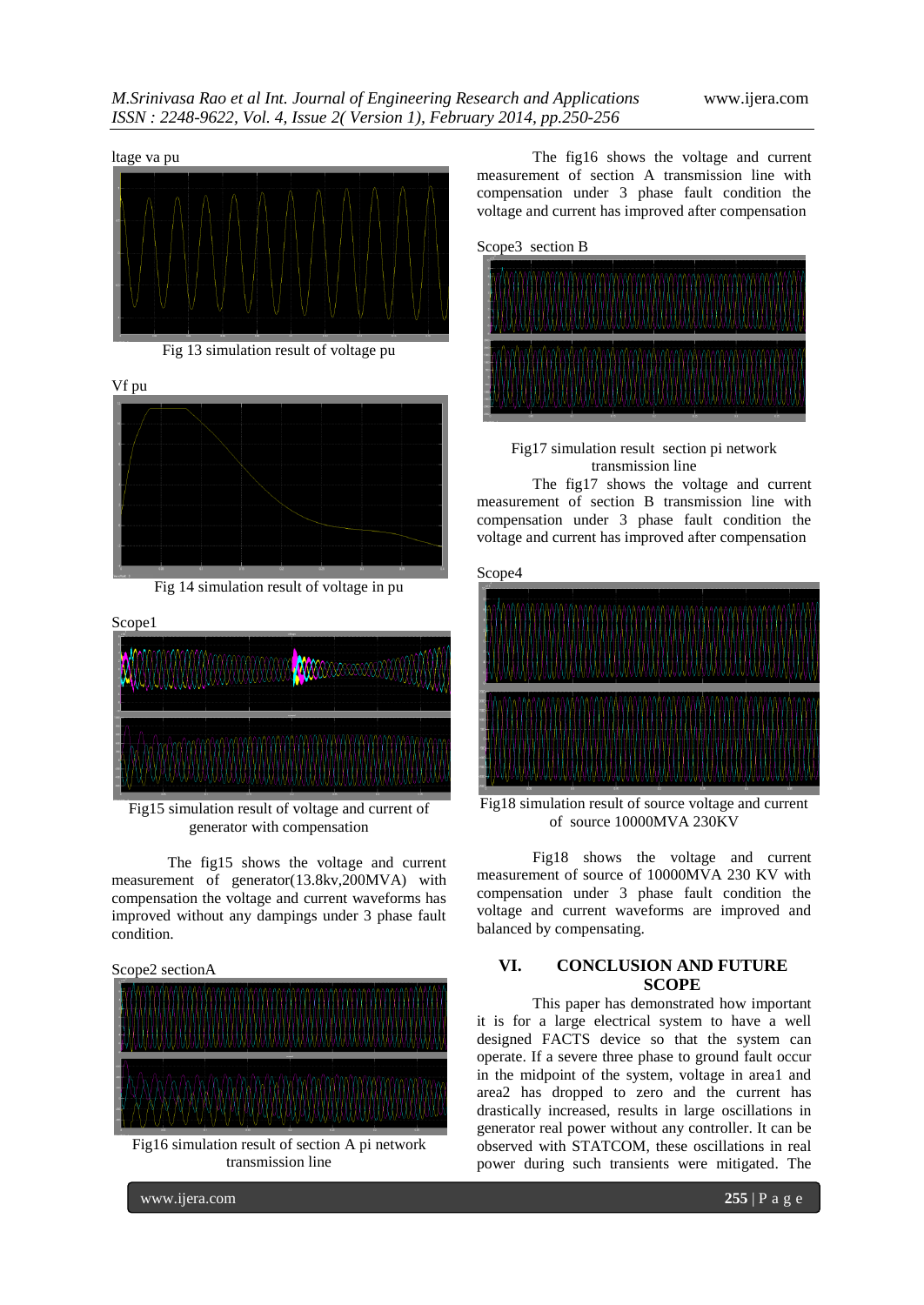ltage va pu

Fig 13 simulation result of voltage pu

Vf pu

Fig 14 simulation result of voltage in pu

Scope1

Fig15 simulation result of voltage and current of generator with compensation

The fig15 shows the voltage and current measurement of generator(13.8kv,200MVA) with compensation the voltage and current waveforms has improved without any dampings under 3 phase fault condition.

Scope2 sectionA

Fig16 simulation result of section A pi network transmission line

The fig16 shows the voltage and current measurement of section A transmission line with compensation under 3 phase fault condition the voltage and current has improved after compensation

Scope3 section B

Fig17 simulation result section pi network transmission line

The fig17 shows the voltage and current measurement of section B transmission line with compensation under 3 phase fault condition the voltage and current has improved after compensation

Scope4

Fig18 simulation result of source voltage and current of source 10000MVA 230KV

Fig18 shows the voltage and current measurement of source of 10000MVA 230 KV with compensation under 3 phase fault condition the voltage and current waveforms are improved and balanced by compensating.

## VI. CONCLUSION AND FUTURE SCOPE

This paper has demonstrated how important it is for a large electrical system to have a well designed FACTS device so that the system can operate. If a severe three phase to ground fault occur in the midpoint of the system, voltage in area1 and area2 has dropped to zero and the current has drastically increased, results in large oscillations in generator real power without any controller. It can be observed with STATCOM, these oscillations in real power during such transients were mitigated. The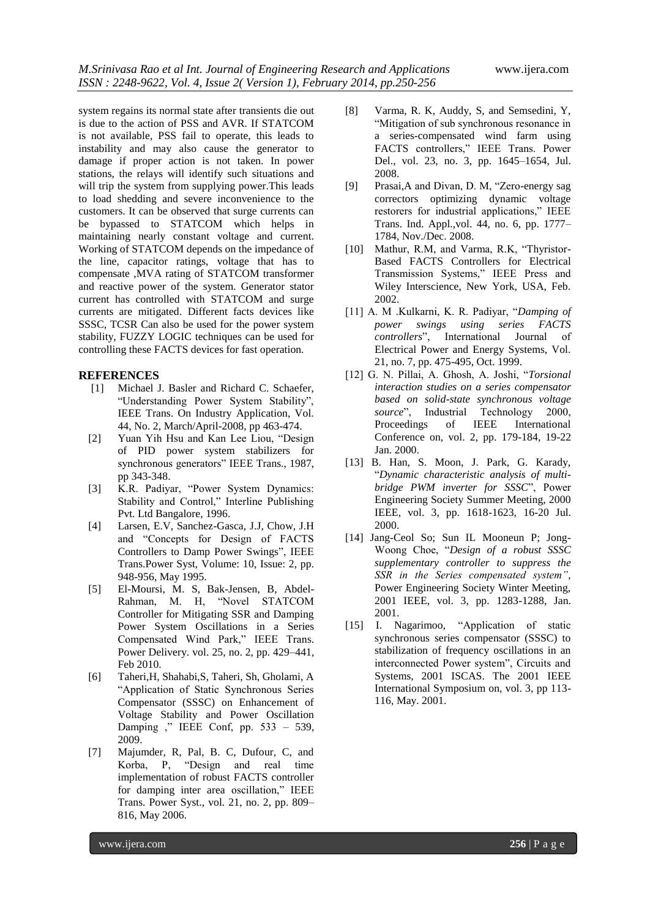system regains its normal state after transients die out is due to the action of PSS and AVR. If STATCOM is not available, PSS fail to operate, this leads to instability and may also cause the generator to damage if proper action is not taken. In power stations, the relays will identify such situations and will trip the system from supplying power.This leads to load shedding and severe inconvenience to the customers. It can be observed that surge currents can be bypassed to STATCOM which helps in maintaining nearly constant voltage and current. Working of STATCOM depends on the impedance of the line, capacitor ratings, voltage that has to compensate ,MVA rating of STATCOM transformer and reactive power of the system. Generator stator current has controlled with STATCOM and surge currents are mitigated. Different facts devices like SSSC, TCSR Can also be used for the power system stability, FUZZY LOGIC techniques can be used for controlling these FACTS devices for fast operation.

## REFERENCES

[1] Michael J. Basler and Richard C. Schaefer, "Understanding Power System Stability", IEEE Trans. On Industry Application, Vol. 44, No. 2, March/April-2008, pp 463-474.

[2] Yuan Yih Hsu and Kan Lee Liou, "Design of PID power system stabilizers for synchronous generators" IEEE Trans., 1987, pp 343-348.

[3] K.R. Padiyar, "Power System Dynamics: Stability and Control," Interline Publishing Pvt. Ltd Bangalore, 1996.

[4] Larsen, E.V, Sanchez-Gasca, J.J, Chow, J.H and "Concepts for Design of FACTS Controllers to Damp Power Swings", IEEE Trans.Power Syst, Volume: 10, Issue: 2, pp. 948-956, May 1995.

[5] El-Moursi, M. S, Bak-Jensen, B, Abdel-Rahman, M. H, "Novel STATCOM Controller for Mitigating SSR and Damping Power System Oscillations in a Series Compensated Wind Park," IEEE Trans. Power Delivery. vol. 25, no. 2, pp. 429–441, Feb 2010.

[6] Taheri,H, Shahabi,S, Taheri, Sh, Gholami, A "Application of Static Synchronous Series Compensator (SSSC) on Enhancement of Voltage Stability and Power Oscillation Damping ," IEEE Conf, pp. 533 – 539, 2009.

[7] Majumder, R, Pal, B. C, Dufour, C, and Korba, P, "Design and real time implementation of robust FACTS controller for damping inter area oscillation," IEEE Trans. Power Syst., vol. 21, no. 2, pp. 809–816, May 2006.

[8] Varma, R. K, Auddy, S, and Semsedini, Y, "Mitigation of sub synchronous resonance in a series-compensated wind farm using FACTS controllers," IEEE Trans. Power Del., vol. 23, no. 3, pp. 1645–1654, Jul. 2008.

[9] Prasai,A and Divan, D. M, "Zero-energy sag correctors optimizing dynamic voltage restorers for industrial applications," IEEE Trans. Ind. Appl.,vol. 44, no. 6, pp. 1777–1784, Nov./Dec. 2008.

[10] Mathur, R.M, and Varma, R.K, "Thyristor-Based FACTS Controllers for Electrical Transmission Systems," IEEE Press and Wiley Interscience, New York, USA, Feb. 2002.

[11] A. M .Kulkarni, K. R. Padiyar, "*Damping of power swings using series FACTS controllers*", International Journal of Electrical Power and Energy Systems, Vol. 21, no. 7, pp. 475-495, Oct. 1999.

[12] G. N. Pillai, A. Ghosh, A. Joshi, "*Torsional interaction studies on a series compensator based on solid-state synchronous voltage source*", Industrial Technology 2000, Proceedings of IEEE International Conference on, vol. 2, pp. 179-184, 19-22 Jan. 2000.

[13] B. Han, S. Moon, J. Park, G. Karady, "*Dynamic characteristic analysis of multi-bridge PWM inverter for SSSC*", Power Engineering Society Summer Meeting, 2000 IEEE, vol. 3, pp. 1618-1623, 16-20 Jul. 2000.

[14] Jang-Ceol So; Sun IL Mooneun P; Jong-Woong Choe, "*Design of a robust SSSC supplementary controller to suppress the SSR in the Series compensated system"*, Power Engineering Society Winter Meeting, 2001 IEEE, vol. 3, pp. 1283-1288, Jan. 2001.

[15] I. Nagarimoo, "Application of static synchronous series compensator (SSSC) to stabilization of frequency oscillations in an interconnected Power system", Circuits and Systems, 2001 ISCAS. The 2001 IEEE International Symposium on, vol. 3, pp 113-116, May. 2001.